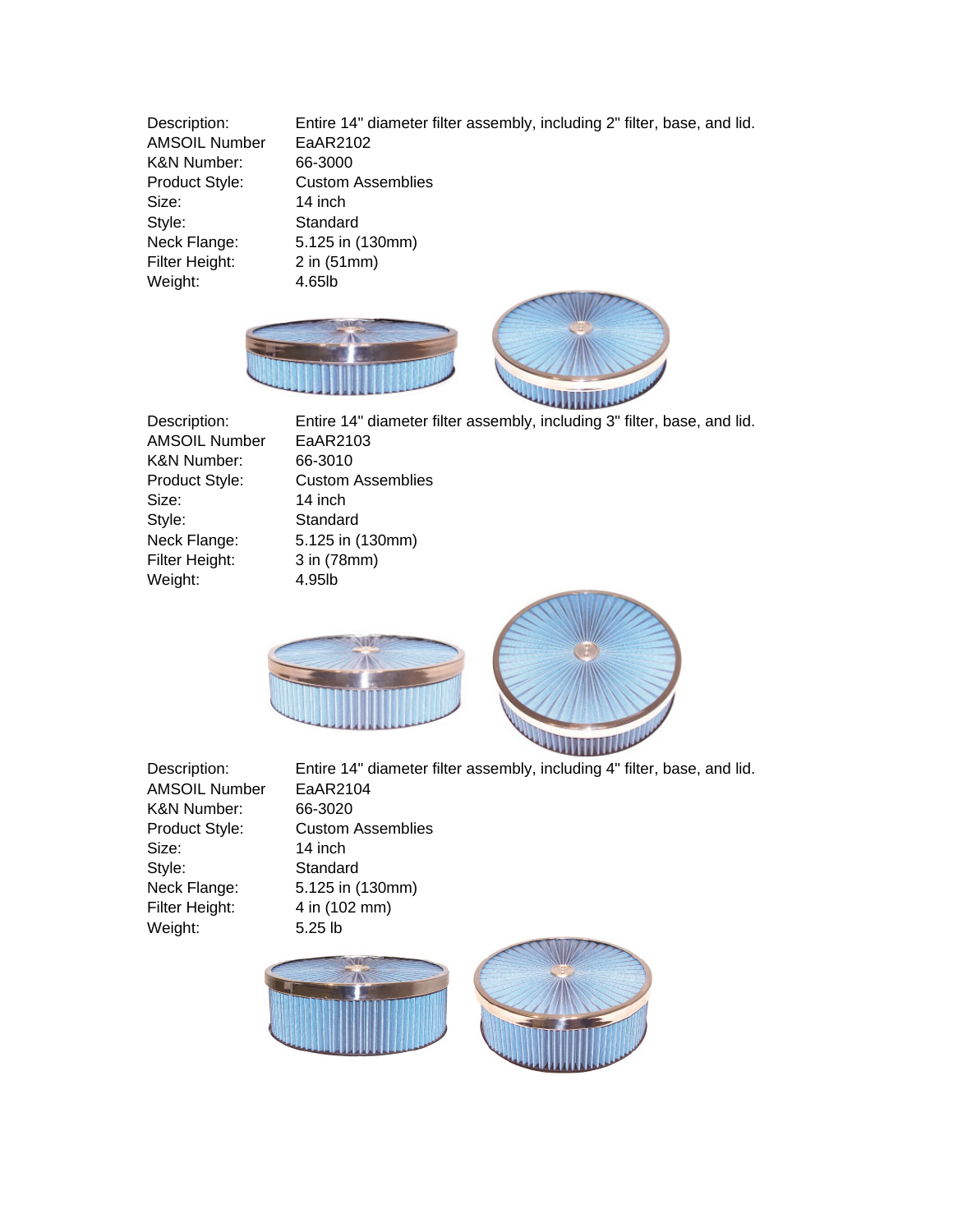| | |
|---|---|
| Description: | Entire 14" diameter filter assembly, including 2" filter, base, and lid. |
| AMSOIL Number | EaAR2102 |
| K&N Number: | 66-3000 |
| Product Style: | Custom Assemblies |
| Size: | 14 inch |
| Style: | Standard |
| Neck Flange: | 5.125 in (130mm) |
| Filter Height: | 2 in (51mm) |
| Weight: | 4.65lb |

| | |
|---|---|
| Description: | Entire 14" diameter filter assembly, including 3" filter, base, and lid. |
| AMSOIL Number | EaAR2103 |
| K&N Number: | 66-3010 |
| Product Style: | Custom Assemblies |
| Size: | 14 inch |
| Style: | Standard |
| Neck Flange: | 5.125 in (130mm) |
| Filter Height: | 3 in (78mm) |
| Weight: | 4.95lb |

| | |
|---|---|
| Description: | Entire 14" diameter filter assembly, including 4" filter, base, and lid. |
| AMSOIL Number | EaAR2104 |
| K&N Number: | 66-3020 |
| Product Style: | Custom Assemblies |
| Size: | 14 inch |
| Style: | Standard |
| Neck Flange: | 5.125 in (130mm) |
| Filter Height: | 4 in (102 mm) |
| Weight: | 5.25 lb |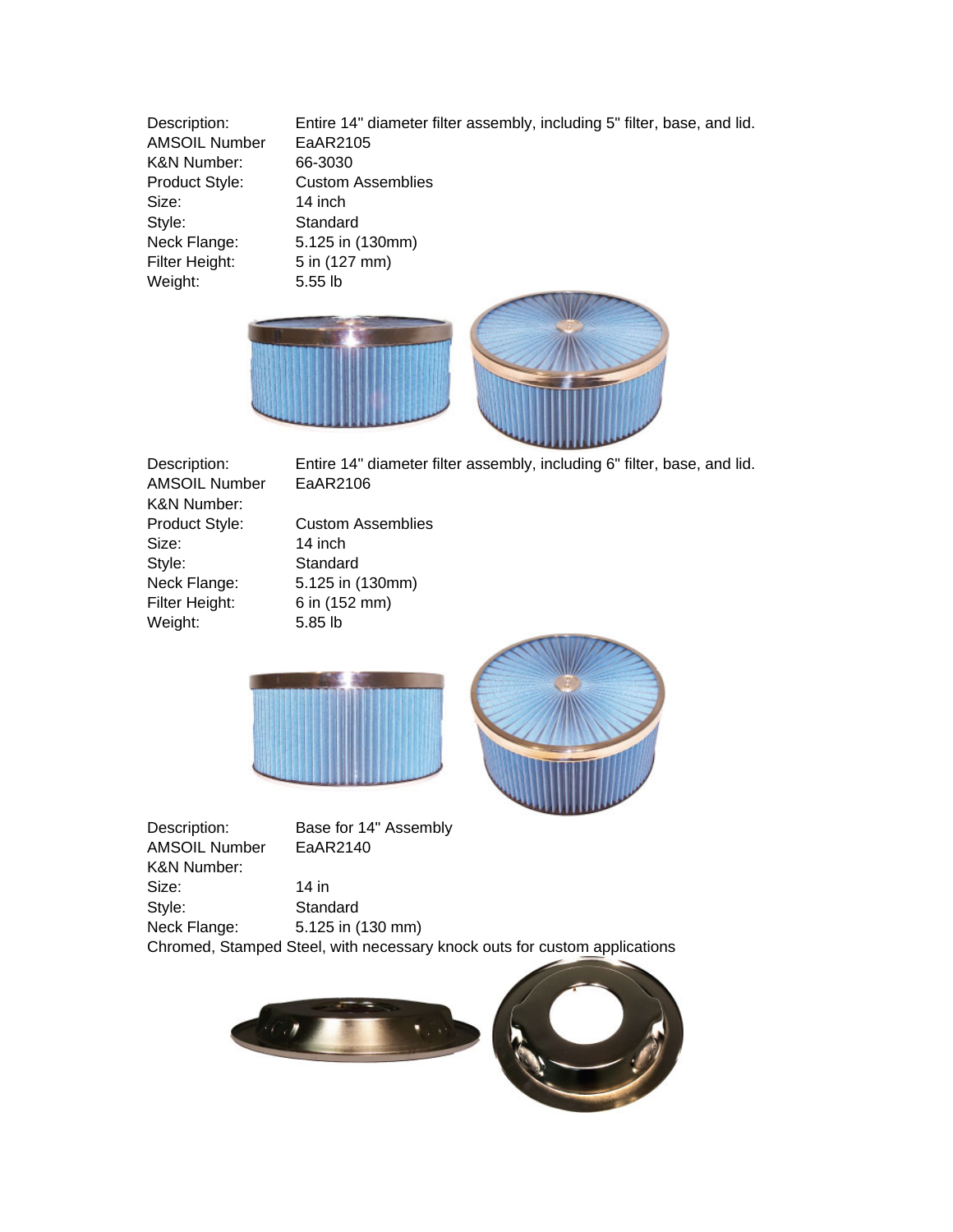| | |
|---|---|
| Description: | Entire 14" diameter filter assembly, including 5" filter, base, and lid. |
| AMSOIL Number | EaAR2105 |
| K&N Number: | 66-3030 |
| Product Style: | Custom Assemblies |
| Size: | 14 inch |
| Style: | Standard |
| Neck Flange: | 5.125 in (130mm) |
| Filter Height: | 5 in (127 mm) |
| Weight: | 5.55 lb |

| | |
|---|---|
| Description: | Entire 14" diameter filter assembly, including 6" filter, base, and lid. |
| AMSOIL Number | EaAR2106 |
| K&N Number: | |
| Product Style: | Custom Assemblies |
| Size: | 14 inch |
| Style: | Standard |
| Neck Flange: | 5.125 in (130mm) |
| Filter Height: | 6 in (152 mm) |
| Weight: | 5.85 lb |

| | |
|---|---|
| Description: | Base for 14" Assembly |
| AMSOIL Number | EaAR2140 |
| K&N Number: | |
| Size: | 14 in |
| Style: | Standard |
| Neck Flange: | 5.125 in (130 mm) |

Chromed, Stamped Steel, with necessary knock outs for custom applications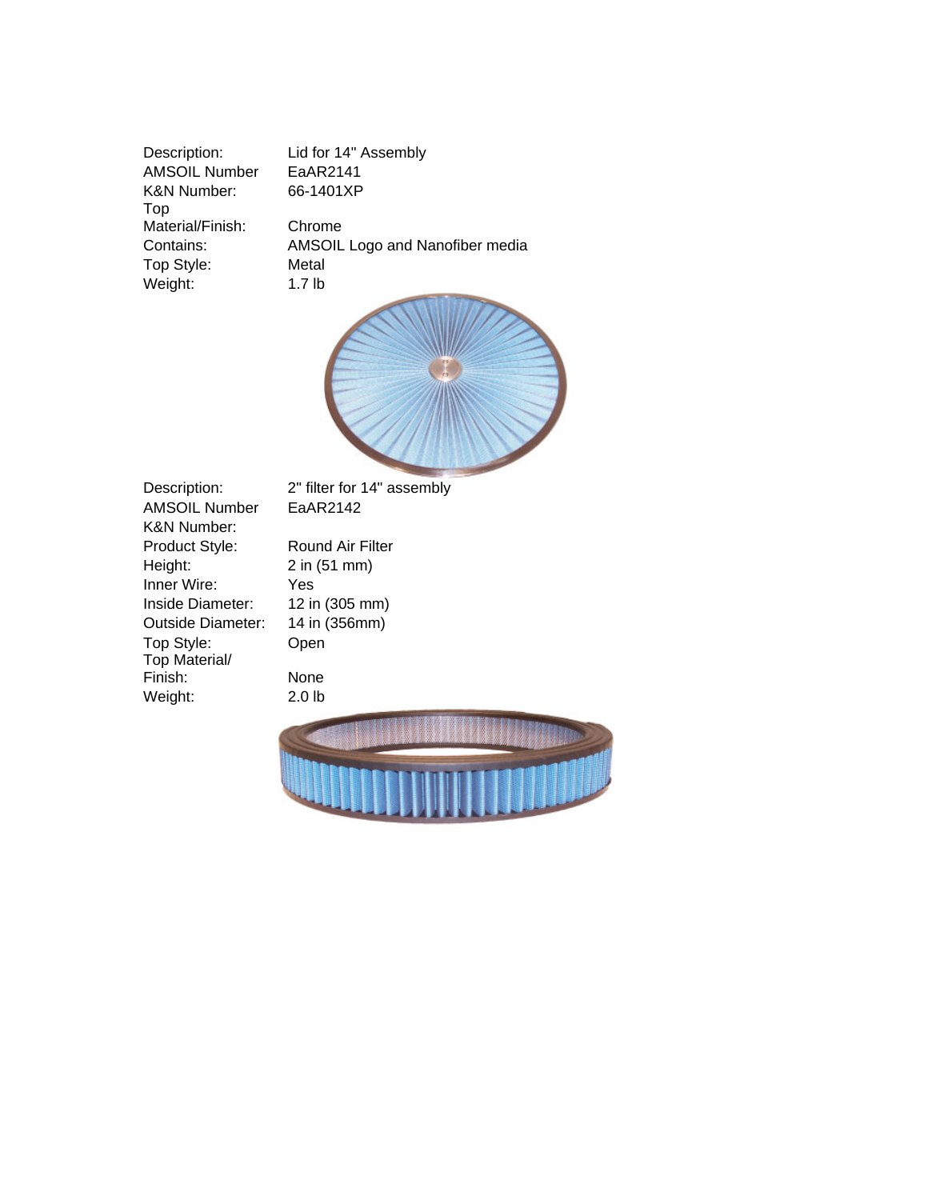| | |
|---|---|
| Description: | Lid for 14" Assembly |
| AMSOIL Number | EaAR2141 |
| K&N Number: | 66-1401XP |
| Top Material/Finish: | Chrome |
| Contains: | AMSOIL Logo and Nanofiber media |
| Top Style: | Metal |
| Weight: | 1.7 lb |

| | |
|---|---|
| Description: | 2" filter for 14" assembly |
| AMSOIL Number | EaAR2142 |
| K&N Number: | |
| Product Style: | Round Air Filter |
| Height: | 2 in (51 mm) |
| Inner Wire: | Yes |
| Inside Diameter: | 12 in (305 mm) |
| Outside Diameter: | 14 in (356mm) |
| Top Style: | Open |
| Top Material/ Finish: | None |
| Weight: | 2.0 lb |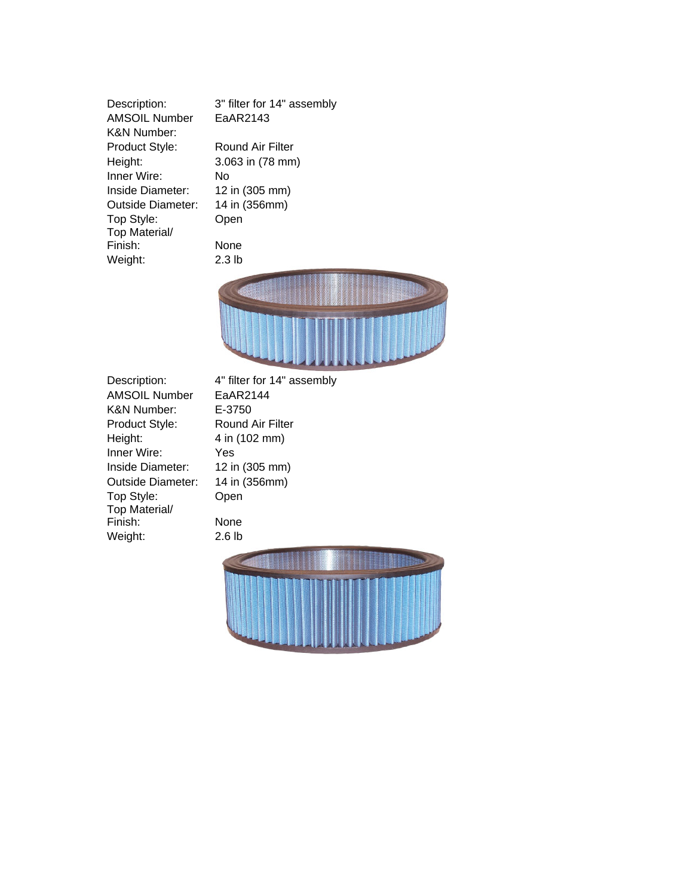| | |
|---|---|
| Description: | 3" filter for 14" assembly |
| AMSOIL Number | EaAR2143 |
| K&N Number: | |
| Product Style: | Round Air Filter |
| Height: | 3.063 in (78 mm) |
| Inner Wire: | No |
| Inside Diameter: | 12 in (305 mm) |
| Outside Diameter: | 14 in (356mm) |
| Top Style: | Open |
| Top Material/ Finish: | None |
| Weight: | 2.3 lb |

| | |
|---|---|
| Description: | 4" filter for 14" assembly |
| AMSOIL Number | EaAR2144 |
| K&N Number: | E-3750 |
| Product Style: | Round Air Filter |
| Height: | 4 in (102 mm) |
| Inner Wire: | Yes |
| Inside Diameter: | 12 in (305 mm) |
| Outside Diameter: | 14 in (356mm) |
| Top Style: | Open |
| Top Material/ Finish: | None |
| Weight: | 2.6 lb |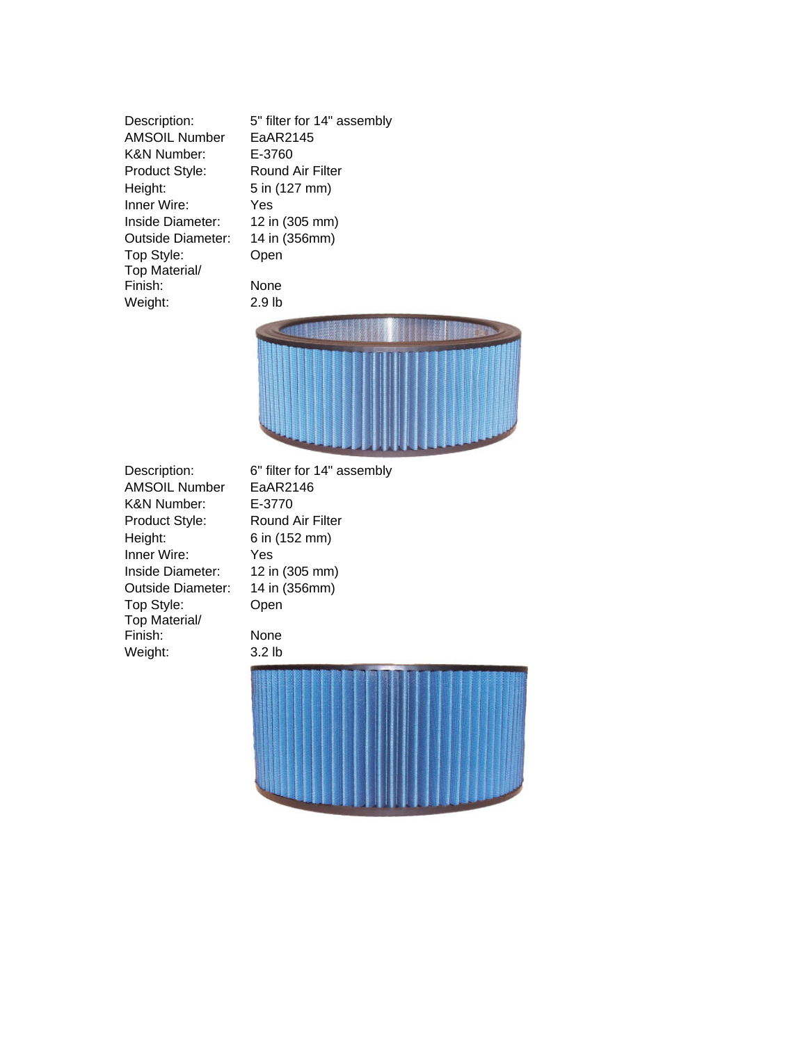| | |
|---|---|
| Description: | 5" filter for 14" assembly |
| AMSOIL Number | EaAR2145 |
| K&N Number: | E-3760 |
| Product Style: | Round Air Filter |
| Height: | 5 in (127 mm) |
| Inner Wire: | Yes |
| Inside Diameter: | 12 in (305 mm) |
| Outside Diameter: | 14 in (356mm) |
| Top Style: | Open |
| Top Material/ Finish: | None |
| Weight: | 2.9 lb |

| | |
|---|---|
| Description: | 6" filter for 14" assembly |
| AMSOIL Number | EaAR2146 |
| K&N Number: | E-3770 |
| Product Style: | Round Air Filter |
| Height: | 6 in (152 mm) |
| Inner Wire: | Yes |
| Inside Diameter: | 12 in (305 mm) |
| Outside Diameter: | 14 in (356mm) |
| Top Style: | Open |
| Top Material/ Finish: | None |
| Weight: | 3.2 lb |